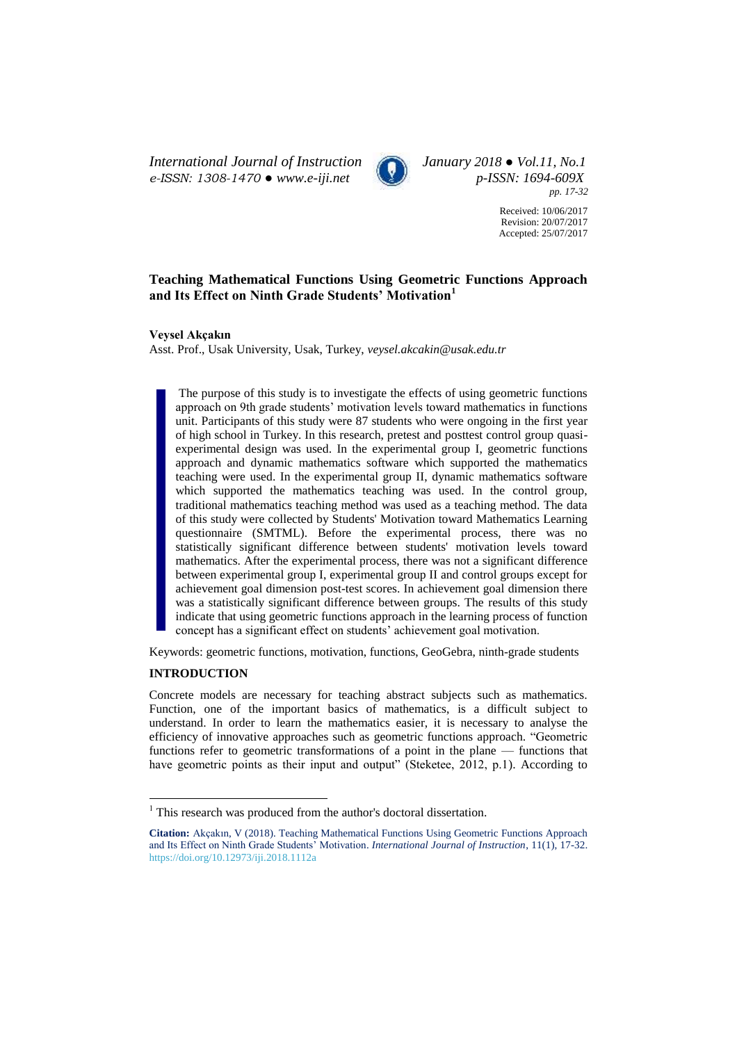**Teaching Mathematical Functions Using Geometric Functions Approach and Its Effect on Ninth Grade Students' Motivation**[1]

Received: 10/06/2017
Revision: 20/07/2017
Accepted: 25/07/2017

**Veysel Akçakın**
Asst. Prof., Usak University, Usak, Turkey, *veysel.akcakin@usak.edu.tr*

> The purpose of this study is to investigate the effects of using geometric functions approach on 9th grade students' motivation levels toward mathematics in functions unit. Participants of this study were 87 students who were ongoing in the first year of high school in Turkey. In this research, pretest and posttest control group quasi-experimental design was used. In the experimental group I, geometric functions approach and dynamic mathematics software which supported the mathematics teaching were used. In the experimental group II, dynamic mathematics software which supported the mathematics teaching was used. In the control group, traditional mathematics teaching method was used as a teaching method. The data of this study were collected by Students' Motivation toward Mathematics Learning questionnaire (SMTML). Before the experimental process, there was no statistically significant difference between students' motivation levels toward mathematics. After the experimental process, there was not a significant difference between experimental group I, experimental group II and control groups except for achievement goal dimension post-test scores. In achievement goal dimension there was a statistically significant difference between groups. The results of this study indicate that using geometric functions approach in the learning process of function concept has a significant effect on students' achievement goal motivation.

Keywords: geometric functions, motivation, functions, GeoGebra, ninth-grade students

## INTRODUCTION

Concrete models are necessary for teaching abstract subjects such as mathematics. Function, one of the important basics of mathematics, is a difficult subject to understand. In order to learn the mathematics easier, it is necessary to analyse the efficiency of innovative approaches such as geometric functions approach. "Geometric functions refer to geometric transformations of a point in the plane — functions that have geometric points as their input and output" (Steketee, 2012, p.1). According to

---

[1] This research was produced from the author's doctoral dissertation.

**Citation:** Akçakın, V (2018). Teaching Mathematical Functions Using Geometric Functions Approach and Its Effect on Ninth Grade Students' Motivation. *International Journal of Instruction*, 11(1), 17-32. https://doi.org/10.12973/iji.2018.1112a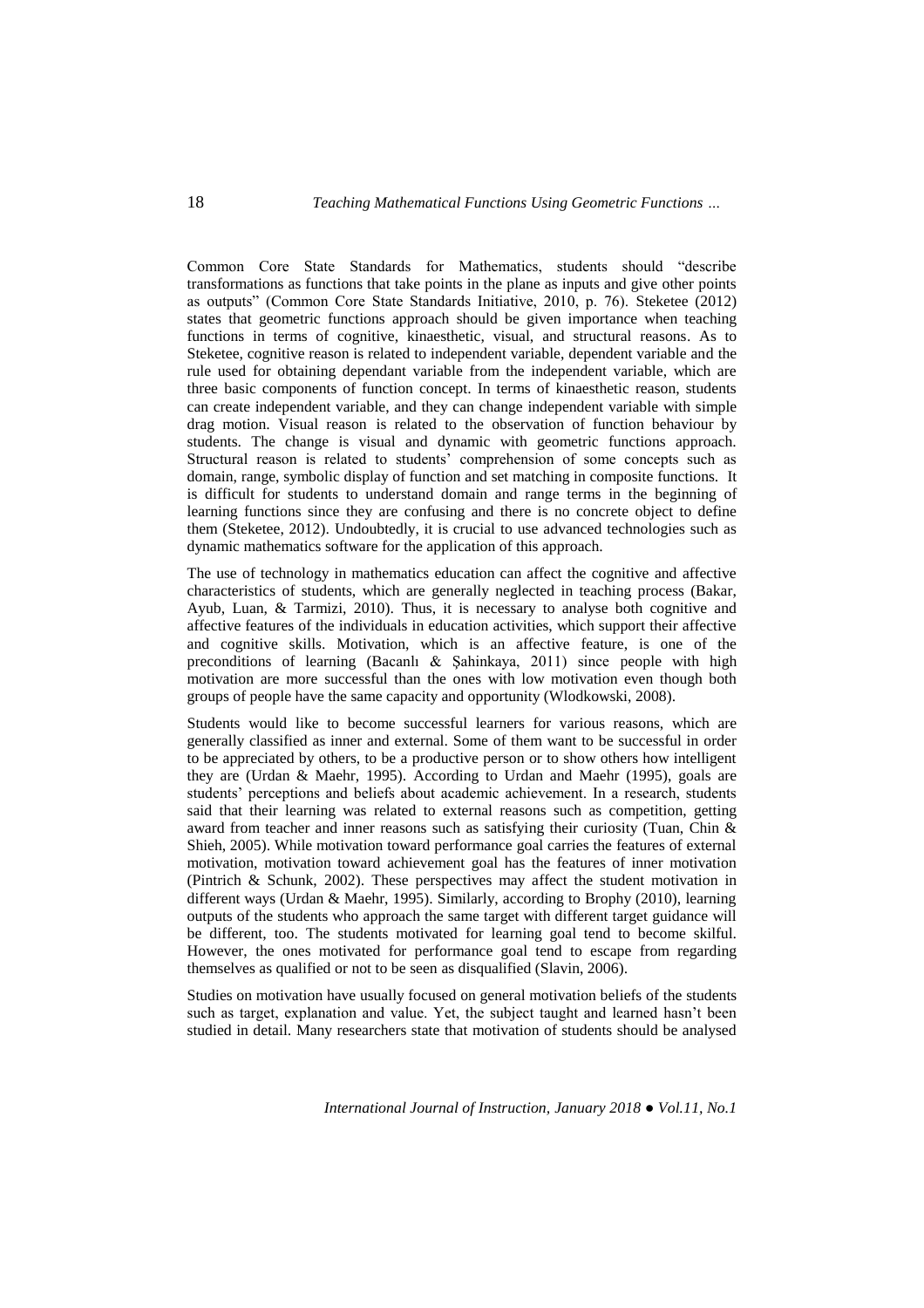Common Core State Standards for Mathematics, students should "describe transformations as functions that take points in the plane as inputs and give other points as outputs" (Common Core State Standards Initiative, 2010, p. 76). Steketee (2012) states that geometric functions approach should be given importance when teaching functions in terms of cognitive, kinaesthetic, visual, and structural reasons. As to Steketee, cognitive reason is related to independent variable, dependent variable and the rule used for obtaining dependant variable from the independent variable, which are three basic components of function concept. In terms of kinaesthetic reason, students can create independent variable, and they can change independent variable with simple drag motion. Visual reason is related to the observation of function behaviour by students. The change is visual and dynamic with geometric functions approach. Structural reason is related to students' comprehension of some concepts such as domain, range, symbolic display of function and set matching in composite functions. It is difficult for students to understand domain and range terms in the beginning of learning functions since they are confusing and there is no concrete object to define them (Steketee, 2012). Undoubtedly, it is crucial to use advanced technologies such as dynamic mathematics software for the application of this approach.

The use of technology in mathematics education can affect the cognitive and affective characteristics of students, which are generally neglected in teaching process (Bakar, Ayub, Luan, & Tarmizi, 2010). Thus, it is necessary to analyse both cognitive and affective features of the individuals in education activities, which support their affective and cognitive skills. Motivation, which is an affective feature, is one of the preconditions of learning (Bacanlı & Şahinkaya, 2011) since people with high motivation are more successful than the ones with low motivation even though both groups of people have the same capacity and opportunity (Wlodkowski, 2008).

Students would like to become successful learners for various reasons, which are generally classified as inner and external. Some of them want to be successful in order to be appreciated by others, to be a productive person or to show others how intelligent they are (Urdan & Maehr, 1995). According to Urdan and Maehr (1995), goals are students' perceptions and beliefs about academic achievement. In a research, students said that their learning was related to external reasons such as competition, getting award from teacher and inner reasons such as satisfying their curiosity (Tuan, Chin & Shieh, 2005). While motivation toward performance goal carries the features of external motivation, motivation toward achievement goal has the features of inner motivation (Pintrich & Schunk, 2002). These perspectives may affect the student motivation in different ways (Urdan & Maehr, 1995). Similarly, according to Brophy (2010), learning outputs of the students who approach the same target with different target guidance will be different, too. The students motivated for learning goal tend to become skilful. However, the ones motivated for performance goal tend to escape from regarding themselves as qualified or not to be seen as disqualified (Slavin, 2006).

Studies on motivation have usually focused on general motivation beliefs of the students such as target, explanation and value. Yet, the subject taught and learned hasn't been studied in detail. Many researchers state that motivation of students should be analysed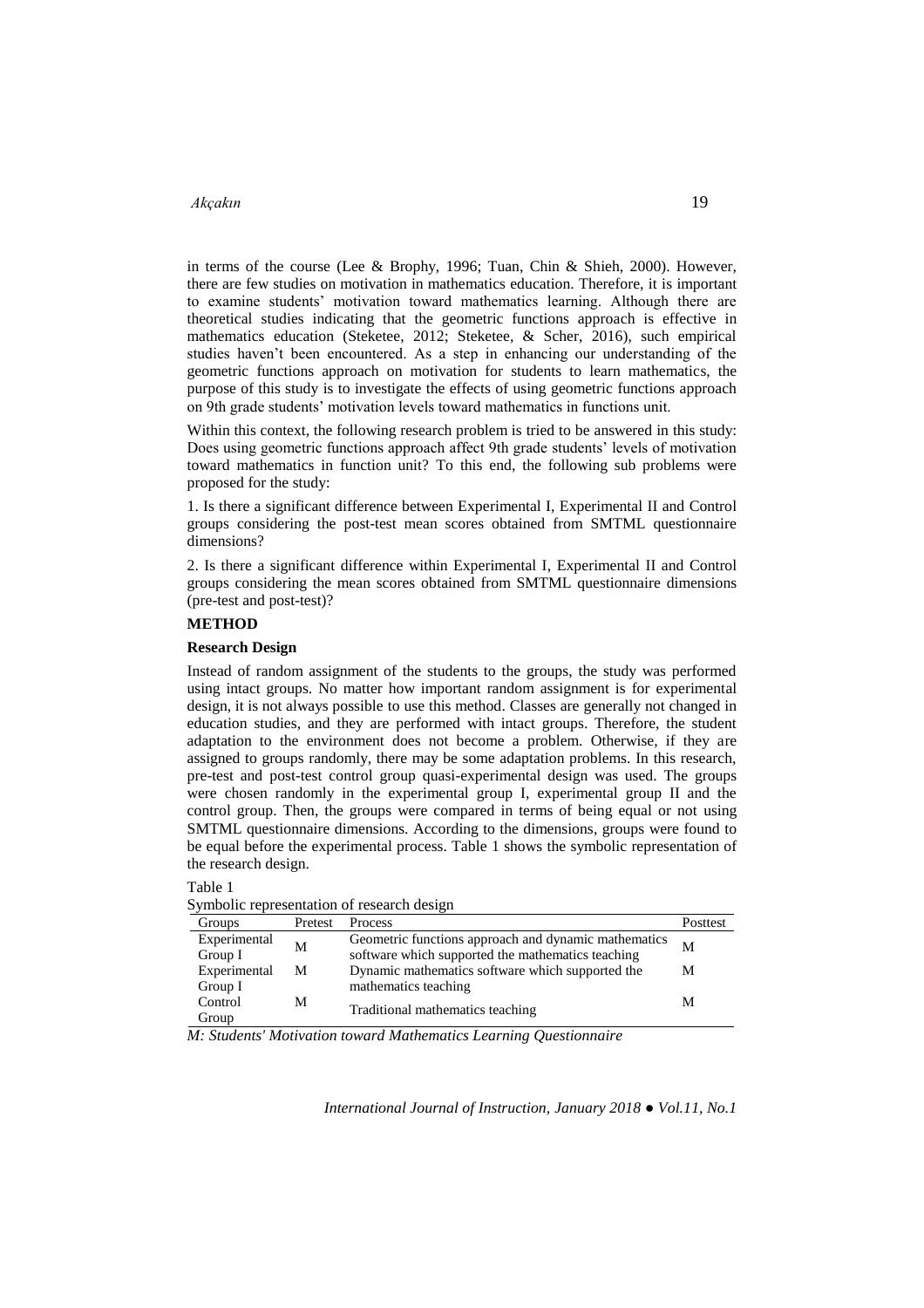in terms of the course (Lee & Brophy, 1996; Tuan, Chin & Shieh, 2000). However, there are few studies on motivation in mathematics education. Therefore, it is important to examine students' motivation toward mathematics learning. Although there are theoretical studies indicating that the geometric functions approach is effective in mathematics education (Steketee, 2012; Steketee, & Scher, 2016), such empirical studies haven't been encountered. As a step in enhancing our understanding of the geometric functions approach on motivation for students to learn mathematics, the purpose of this study is to investigate the effects of using geometric functions approach on 9th grade students' motivation levels toward mathematics in functions unit.

Within this context, the following research problem is tried to be answered in this study: Does using geometric functions approach affect 9th grade students' levels of motivation toward mathematics in function unit? To this end, the following sub problems were proposed for the study:

1. Is there a significant difference between Experimental I, Experimental II and Control groups considering the post-test mean scores obtained from SMTML questionnaire dimensions?

2. Is there a significant difference within Experimental I, Experimental II and Control groups considering the mean scores obtained from SMTML questionnaire dimensions (pre-test and post-test)?

## METHOD

### Research Design

Instead of random assignment of the students to the groups, the study was performed using intact groups. No matter how important random assignment is for experimental design, it is not always possible to use this method. Classes are generally not changed in education studies, and they are performed with intact groups. Therefore, the student adaptation to the environment does not become a problem. Otherwise, if they are assigned to groups randomly, there may be some adaptation problems. In this research, pre-test and post-test control group quasi-experimental design was used. The groups were chosen randomly in the experimental group I, experimental group II and the control group. Then, the groups were compared in terms of being equal or not using SMTML questionnaire dimensions. According to the dimensions, groups were found to be equal before the experimental process. Table 1 shows the symbolic representation of the research design.

Table 1
Symbolic representation of research design

| Groups | Pretest | Process | Posttest |
|---|---|---|---|
| Experimental Group I | M | Geometric functions approach and dynamic mathematics software which supported the mathematics teaching | M |
| Experimental Group I | M | Dynamic mathematics software which supported the mathematics teaching | M |
| Control Group | M | Traditional mathematics teaching | M |

*M: Students' Motivation toward Mathematics Learning Questionnaire*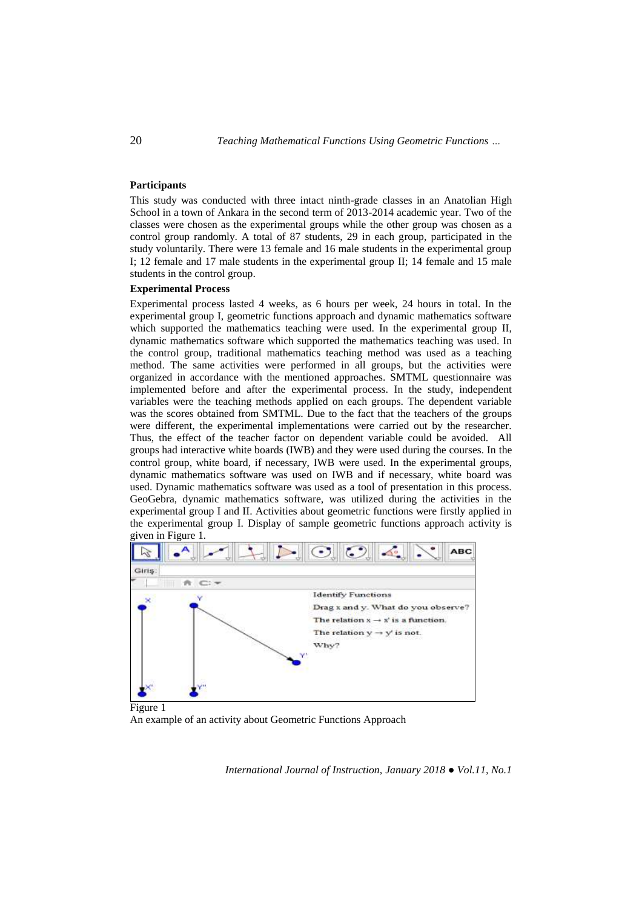**Participants**

This study was conducted with three intact ninth-grade classes in an Anatolian High School in a town of Ankara in the second term of 2013-2014 academic year. Two of the classes were chosen as the experimental groups while the other group was chosen as a control group randomly. A total of 87 students, 29 in each group, participated in the study voluntarily. There were 13 female and 16 male students in the experimental group I; 12 female and 17 male students in the experimental group II; 14 female and 15 male students in the control group.

**Experimental Process**

Experimental process lasted 4 weeks, as 6 hours per week, 24 hours in total. In the experimental group I, geometric functions approach and dynamic mathematics software which supported the mathematics teaching were used. In the experimental group II, dynamic mathematics software which supported the mathematics teaching was used. In the control group, traditional mathematics teaching method was used as a teaching method. The same activities were performed in all groups, but the activities were organized in accordance with the mentioned approaches. SMTML questionnaire was implemented before and after the experimental process. In the study, independent variables were the teaching methods applied on each groups. The dependent variable was the scores obtained from SMTML. Due to the fact that the teachers of the groups were different, the experimental implementations were carried out by the researcher. Thus, the effect of the teacher factor on dependent variable could be avoided. All groups had interactive white boards (IWB) and they were used during the courses. In the control group, white board, if necessary, IWB were used. In the experimental groups, dynamic mathematics software was used on IWB and if necessary, white board was used. Dynamic mathematics software was used as a tool of presentation in this process. GeoGebra, dynamic mathematics software, was utilized during the activities in the experimental group I and II. Activities about geometric functions were firstly applied in the experimental group I. Display of sample geometric functions approach activity is given in Figure 1.

Figure 1
An example of an activity about Geometric Functions Approach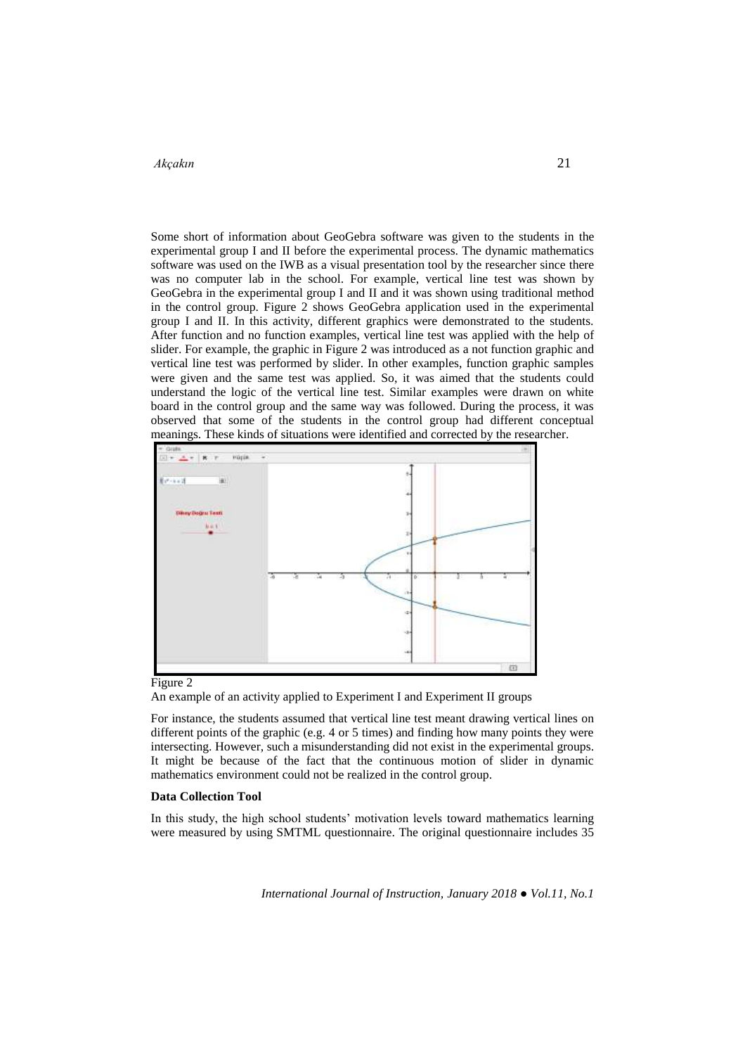Some short of information about GeoGebra software was given to the students in the experimental group I and II before the experimental process. The dynamic mathematics software was used on the IWB as a visual presentation tool by the researcher since there was no computer lab in the school. For example, vertical line test was shown by GeoGebra in the experimental group I and II and it was shown using traditional method in the control group. Figure 2 shows GeoGebra application used in the experimental group I and II. In this activity, different graphics were demonstrated to the students. After function and no function examples, vertical line test was applied with the help of slider. For example, the graphic in Figure 2 was introduced as a not function graphic and vertical line test was performed by slider. In other examples, function graphic samples were given and the same test was applied. So, it was aimed that the students could understand the logic of the vertical line test. Similar examples were drawn on white board in the control group and the same way was followed. During the process, it was observed that some of the students in the control group had different conceptual meanings. These kinds of situations were identified and corrected by the researcher.

Figure 2

An example of an activity applied to Experiment I and Experiment II groups

For instance, the students assumed that vertical line test meant drawing vertical lines on different points of the graphic (e.g. 4 or 5 times) and finding how many points they were intersecting. However, such a misunderstanding did not exist in the experimental groups. It might be because of the fact that the continuous motion of slider in dynamic mathematics environment could not be realized in the control group.

**Data Collection Tool**

In this study, the high school students' motivation levels toward mathematics learning were measured by using SMTML questionnaire. The original questionnaire includes 35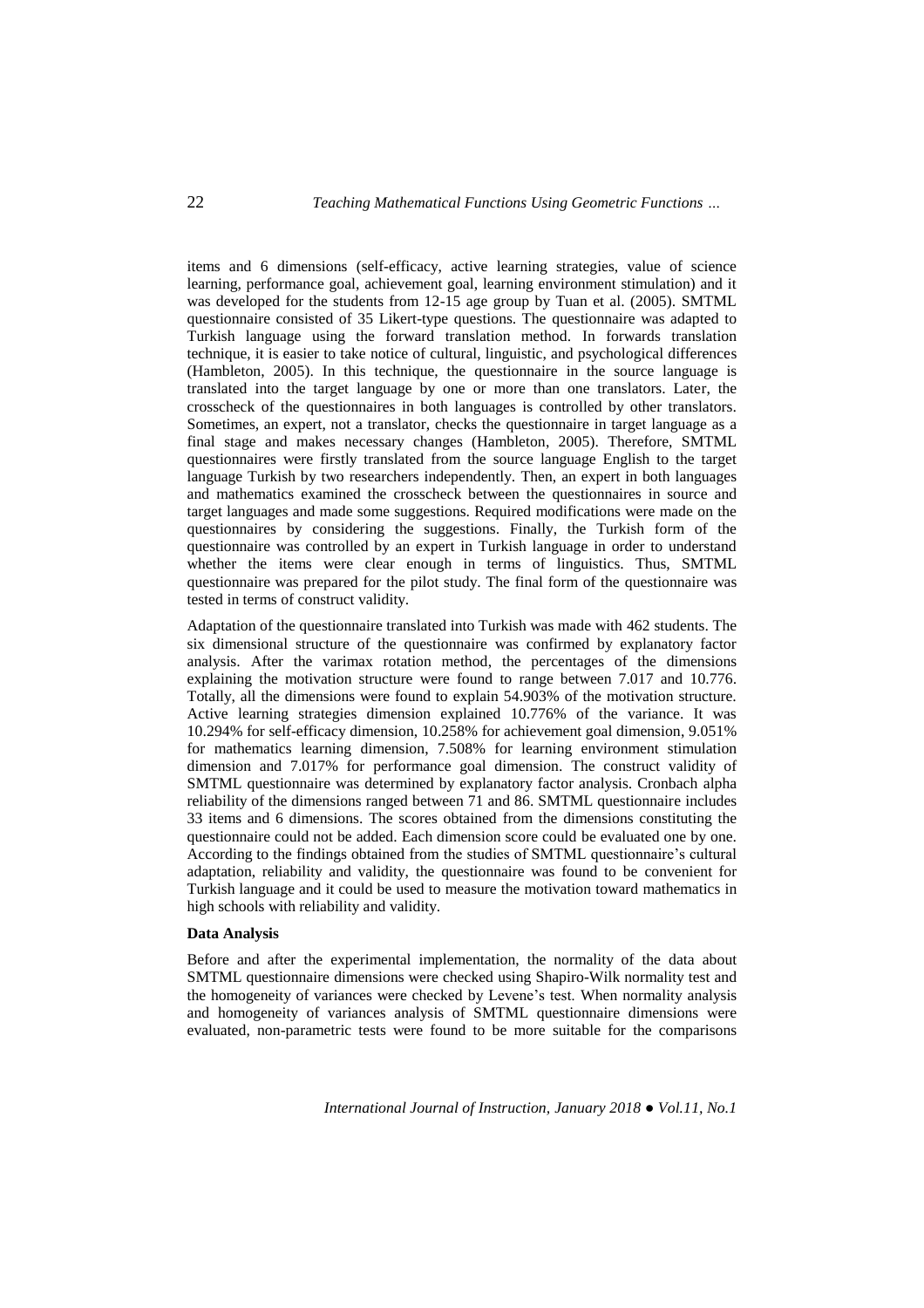items and 6 dimensions (self-efficacy, active learning strategies, value of science learning, performance goal, achievement goal, learning environment stimulation) and it was developed for the students from 12-15 age group by Tuan et al. (2005). SMTML questionnaire consisted of 35 Likert-type questions. The questionnaire was adapted to Turkish language using the forward translation method. In forwards translation technique, it is easier to take notice of cultural, linguistic, and psychological differences (Hambleton, 2005). In this technique, the questionnaire in the source language is translated into the target language by one or more than one translators. Later, the crosscheck of the questionnaires in both languages is controlled by other translators. Sometimes, an expert, not a translator, checks the questionnaire in target language as a final stage and makes necessary changes (Hambleton, 2005). Therefore, SMTML questionnaires were firstly translated from the source language English to the target language Turkish by two researchers independently. Then, an expert in both languages and mathematics examined the crosscheck between the questionnaires in source and target languages and made some suggestions. Required modifications were made on the questionnaires by considering the suggestions. Finally, the Turkish form of the questionnaire was controlled by an expert in Turkish language in order to understand whether the items were clear enough in terms of linguistics. Thus, SMTML questionnaire was prepared for the pilot study. The final form of the questionnaire was tested in terms of construct validity.

Adaptation of the questionnaire translated into Turkish was made with 462 students. The six dimensional structure of the questionnaire was confirmed by explanatory factor analysis. After the varimax rotation method, the percentages of the dimensions explaining the motivation structure were found to range between 7.017 and 10.776. Totally, all the dimensions were found to explain 54.903% of the motivation structure. Active learning strategies dimension explained 10.776% of the variance. It was 10.294% for self-efficacy dimension, 10.258% for achievement goal dimension, 9.051% for mathematics learning dimension, 7.508% for learning environment stimulation dimension and 7.017% for performance goal dimension. The construct validity of SMTML questionnaire was determined by explanatory factor analysis. Cronbach alpha reliability of the dimensions ranged between 71 and 86. SMTML questionnaire includes 33 items and 6 dimensions. The scores obtained from the dimensions constituting the questionnaire could not be added. Each dimension score could be evaluated one by one. According to the findings obtained from the studies of SMTML questionnaire's cultural adaptation, reliability and validity, the questionnaire was found to be convenient for Turkish language and it could be used to measure the motivation toward mathematics in high schools with reliability and validity.

**Data Analysis**

Before and after the experimental implementation, the normality of the data about SMTML questionnaire dimensions were checked using Shapiro-Wilk normality test and the homogeneity of variances were checked by Levene's test. When normality analysis and homogeneity of variances analysis of SMTML questionnaire dimensions were evaluated, non-parametric tests were found to be more suitable for the comparisons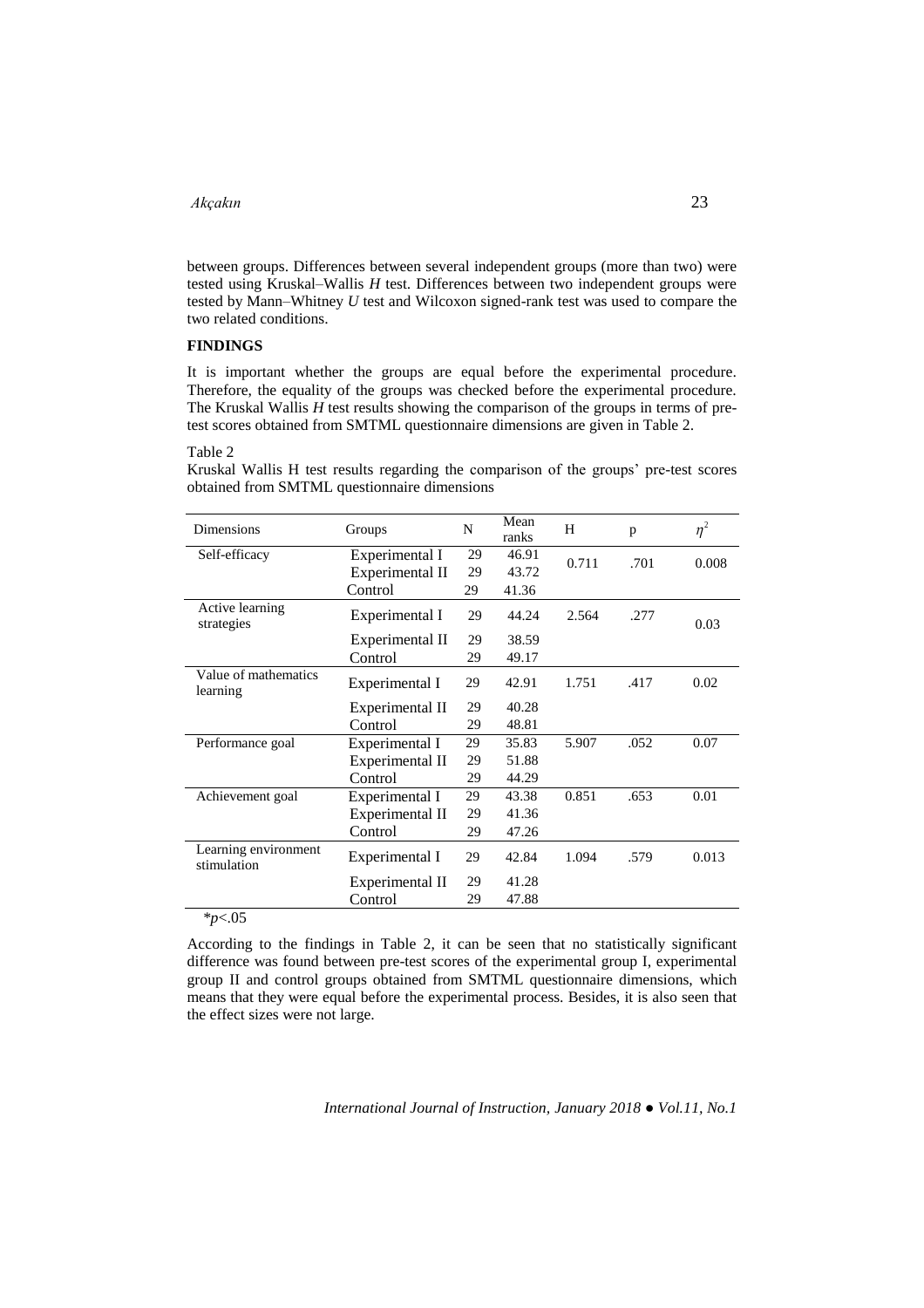between groups. Differences between several independent groups (more than two) were tested using Kruskal–Wallis *H* test. Differences between two independent groups were tested by Mann–Whitney *U* test and Wilcoxon signed-rank test was used to compare the two related conditions.

## FINDINGS

It is important whether the groups are equal before the experimental procedure. Therefore, the equality of the groups was checked before the experimental procedure. The Kruskal Wallis *H* test results showing the comparison of the groups in terms of pre-test scores obtained from SMTML questionnaire dimensions are given in Table 2.

Table 2

Kruskal Wallis H test results regarding the comparison of the groups' pre-test scores obtained from SMTML questionnaire dimensions

| Dimensions | Groups | N | Mean ranks | H | p | $\eta^2$ |
|---|---|---|---|---|---|---|
| Self-efficacy | Experimental I | 29 | 46.91 | 0.711 | .701 | 0.008 |
| | Experimental II | 29 | 43.72 | | | |
| | Control | 29 | 41.36 | | | |
| Active learning strategies | Experimental I | 29 | 44.24 | 2.564 | .277 | 0.03 |
| | Experimental II | 29 | 38.59 | | | |
| | Control | 29 | 49.17 | | | |
| Value of mathematics learning | Experimental I | 29 | 42.91 | 1.751 | .417 | 0.02 |
| | Experimental II | 29 | 40.28 | | | |
| | Control | 29 | 48.81 | | | |
| Performance goal | Experimental I | 29 | 35.83 | 5.907 | .052 | 0.07 |
| | Experimental II | 29 | 51.88 | | | |
| | Control | 29 | 44.29 | | | |
| Achievement goal | Experimental I | 29 | 43.38 | 0.851 | .653 | 0.01 |
| | Experimental II | 29 | 41.36 | | | |
| | Control | 29 | 47.26 | | | |
| Learning environment stimulation | Experimental I | 29 | 42.84 | 1.094 | .579 | 0.013 |
| | Experimental II | 29 | 41.28 | | | |
| | Control | 29 | 47.88 | | | |

*$p<.05$

According to the findings in Table 2, it can be seen that no statistically significant difference was found between pre-test scores of the experimental group I, experimental group II and control groups obtained from SMTML questionnaire dimensions, which means that they were equal before the experimental process. Besides, it is also seen that the effect sizes were not large.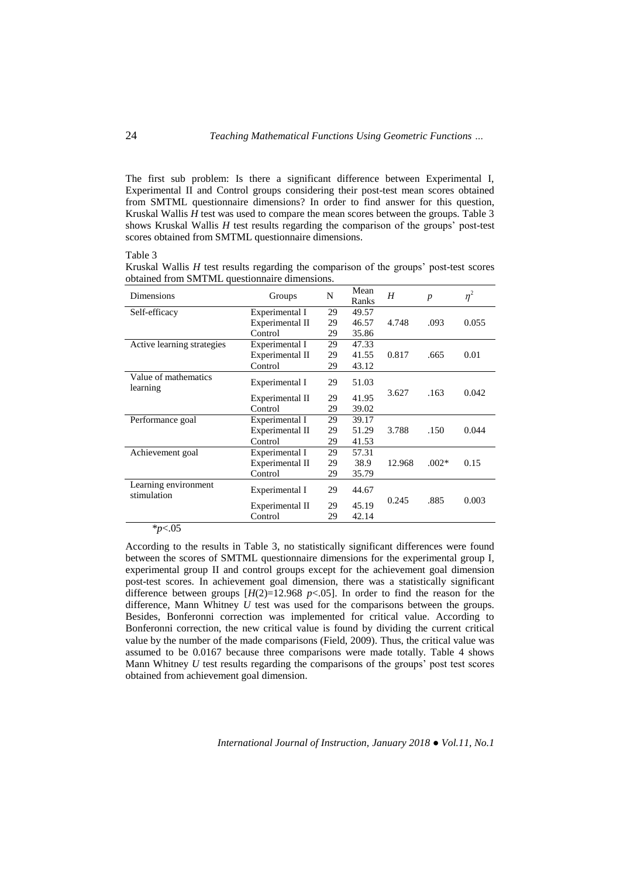The first sub problem: Is there a significant difference between Experimental I, Experimental II and Control groups considering their post-test mean scores obtained from SMTML questionnaire dimensions? In order to find answer for this question, Kruskal Wallis *H* test was used to compare the mean scores between the groups. Table 3 shows Kruskal Wallis *H* test results regarding the comparison of the groups' post-test scores obtained from SMTML questionnaire dimensions.

Table 3
Kruskal Wallis *H* test results regarding the comparison of the groups' post-test scores obtained from SMTML questionnaire dimensions.

| Dimensions | Groups | N | Mean Ranks | $H$ | $p$ | $\eta^2$ |
|---|---|---|---|---|---|---|
| Self-efficacy | Experimental I | 29 | 49.57 | | | |
| | Experimental II | 29 | 46.57 | 4.748 | .093 | 0.055 |
| | Control | 29 | 35.86 | | | |
| Active learning strategies | Experimental I | 29 | 47.33 | | | |
| | Experimental II | 29 | 41.55 | 0.817 | .665 | 0.01 |
| | Control | 29 | 43.12 | | | |
| Value of mathematics learning | Experimental I | 29 | 51.03 | | | |
| | Experimental II | 29 | 41.95 | 3.627 | .163 | 0.042 |
| | Control | 29 | 39.02 | | | |
| Performance goal | Experimental I | 29 | 39.17 | | | |
| | Experimental II | 29 | 51.29 | 3.788 | .150 | 0.044 |
| | Control | 29 | 41.53 | | | |
| Achievement goal | Experimental I | 29 | 57.31 | | | |
| | Experimental II | 29 | 38.9 | 12.968 | .002* | 0.15 |
| | Control | 29 | 35.79 | | | |
| Learning environment stimulation | Experimental I | 29 | 44.67 | | | |
| | Experimental II | 29 | 45.19 | 0.245 | .885 | 0.003 |
| | Control | 29 | 42.14 | | | |

$^*p<.05$

According to the results in Table 3, no statistically significant differences were found between the scores of SMTML questionnaire dimensions for the experimental group I, experimental group II and control groups except for the achievement goal dimension post-test scores. In achievement goal dimension, there was a statistically significant difference between groups [$H(2)=12.968$ $p<.05$]. In order to find the reason for the difference, Mann Whitney *U* test was used for the comparisons between the groups. Besides, Bonferonni correction was implemented for critical value. According to Bonferonni correction, the new critical value is found by dividing the current critical value by the number of the made comparisons (Field, 2009). Thus, the critical value was assumed to be 0.0167 because three comparisons were made totally. Table 4 shows Mann Whitney *U* test results regarding the comparisons of the groups' post test scores obtained from achievement goal dimension.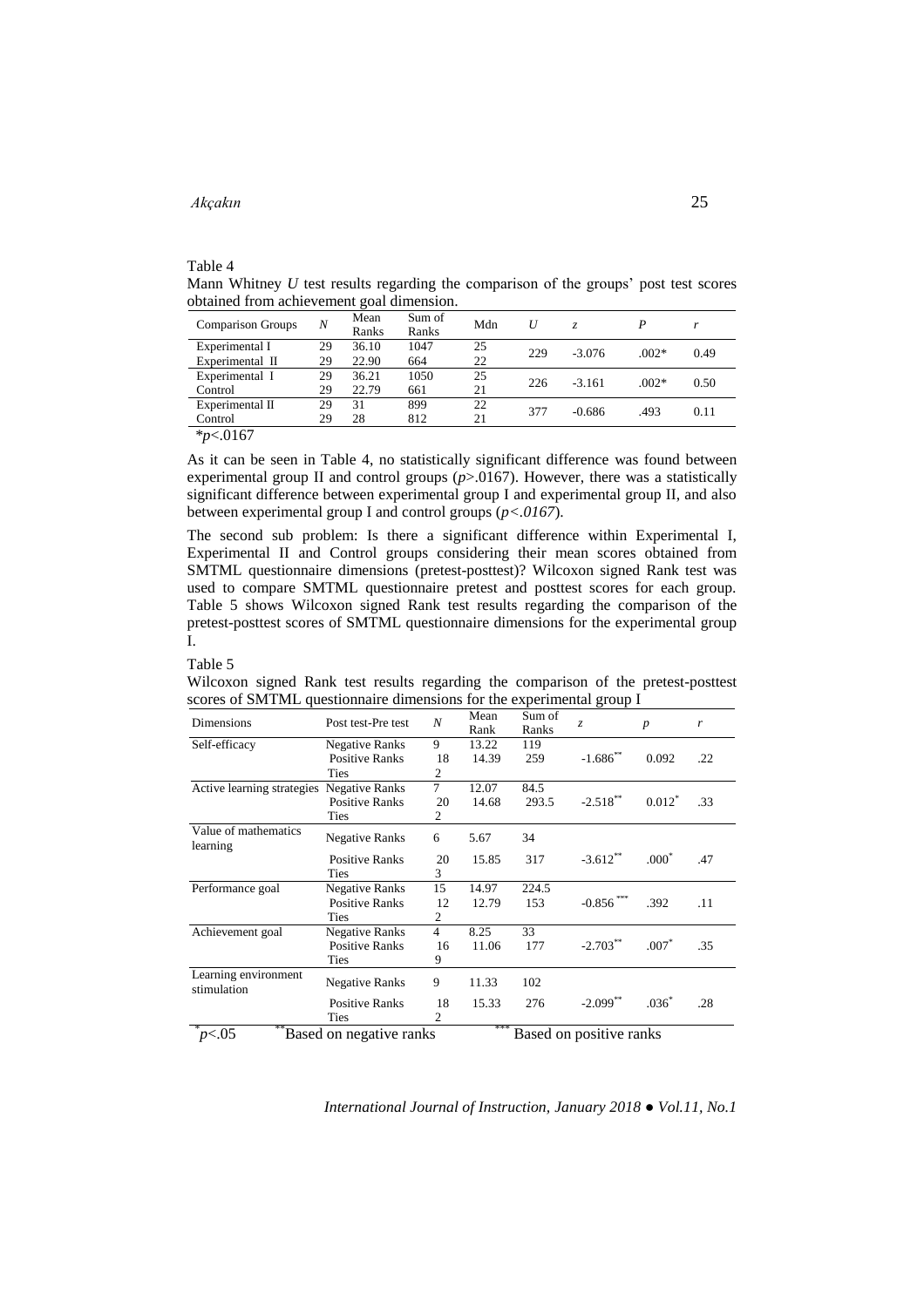Table 4

Mann Whitney *U* test results regarding the comparison of the groups' post test scores obtained from achievement goal dimension.

| Comparison Groups | *N* | Mean Ranks | Sum of Ranks | Mdn | *U* | *z* | *P* | *r* |
|---|---|---|---|---|---|---|---|---|
| Experimental I | 29 | 36.10 | 1047 | 25 | 229 | -3.076 | .002* | 0.49 |
| Experimental II | 29 | 22.90 | 664 | 22 | | | | |
| Experimental I | 29 | 36.21 | 1050 | 25 | 226 | -3.161 | .002* | 0.50 |
| Control | 29 | 22.79 | 661 | 21 | | | | |
| Experimental II | 29 | 31 | 899 | 22 | 377 | -0.686 | .493 | 0.11 |
| Control | 29 | 28 | 812 | 21 | | | | |

*$p<.0167$

As it can be seen in Table 4, no statistically significant difference was found between experimental group II and control groups ($p>.0167$). However, there was a statistically significant difference between experimental group I and experimental group II, and also between experimental group I and control groups ($p<.0167$).

The second sub problem: Is there a significant difference within Experimental I, Experimental II and Control groups considering their mean scores obtained from SMTML questionnaire dimensions (pretest-posttest)? Wilcoxon signed Rank test was used to compare SMTML questionnaire pretest and posttest scores for each group. Table 5 shows Wilcoxon signed Rank test results regarding the comparison of the pretest-posttest scores of SMTML questionnaire dimensions for the experimental group I.

Table 5

Wilcoxon signed Rank test results regarding the comparison of the pretest-posttest scores of SMTML questionnaire dimensions for the experimental group I

| Dimensions | Post test-Pre test | *N* | Mean Rank | Sum of Ranks | *z* | *p* | *r* |
|---|---|---|---|---|---|---|---|
| Self-efficacy | Negative Ranks | 9 | 13.22 | 119 | | | |
| | Positive Ranks | 18 | 14.39 | 259 | -1.686** | 0.092 | .22 |
| | Ties | 2 | | | | | |
| Active learning strategies | Negative Ranks | 7 | 12.07 | 84.5 | | | |
| | Positive Ranks | 20 | 14.68 | 293.5 | -2.518** | 0.012* | .33 |
| | Ties | 2 | | | | | |
| Value of mathematics learning | Negative Ranks | 6 | 5.67 | 34 | | | |
| | Positive Ranks | 20 | 15.85 | 317 | -3.612** | .000* | .47 |
| | Ties | 3 | | | | | |
| Performance goal | Negative Ranks | 15 | 14.97 | 224.5 | | | |
| | Positive Ranks | 12 | 12.79 | 153 | -0.856*** | .392 | .11 |
| | Ties | 2 | | | | | |
| Achievement goal | Negative Ranks | 4 | 8.25 | 33 | | | |
| | Positive Ranks | 16 | 11.06 | 177 | -2.703** | .007* | .35 |
| | Ties | 9 | | | | | |
| Learning environment stimulation | Negative Ranks | 9 | 11.33 | 102 | | | |
| | Positive Ranks | 18 | 15.33 | 276 | -2.099** | .036* | .28 |
| | Ties | 2 | | | | | |

*$p<.05$ **Based on negative ranks ***Based on positive ranks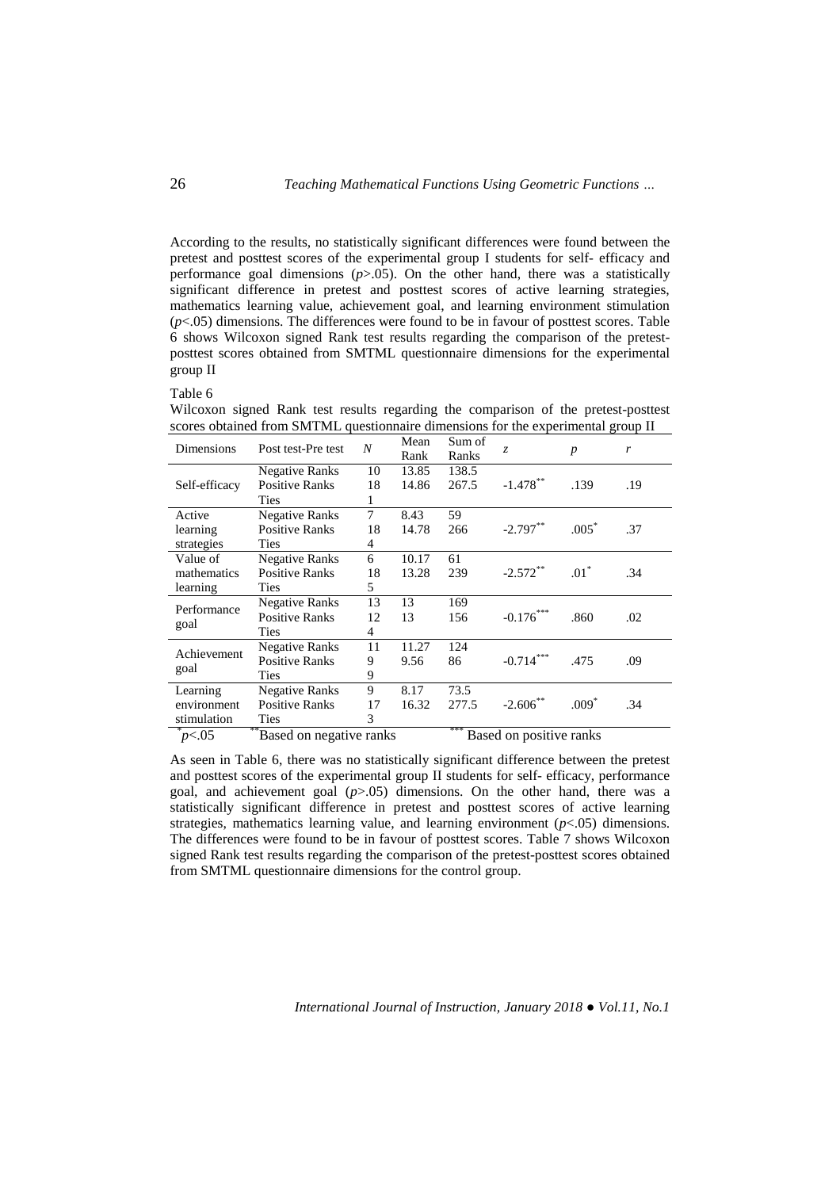According to the results, no statistically significant differences were found between the pretest and posttest scores of the experimental group I students for self- efficacy and performance goal dimensions ($p$>.05). On the other hand, there was a statistically significant difference in pretest and posttest scores of active learning strategies, mathematics learning value, achievement goal, and learning environment stimulation ($p$<.05) dimensions. The differences were found to be in favour of posttest scores. Table 6 shows Wilcoxon signed Rank test results regarding the comparison of the pretest-posttest scores obtained from SMTML questionnaire dimensions for the experimental group II

Table 6

Wilcoxon signed Rank test results regarding the comparison of the pretest-posttest scores obtained from SMTML questionnaire dimensions for the experimental group II

| Dimensions | Post test-Pre test | $N$ | Mean Rank | Sum of Ranks | $z$ | $p$ | $r$ |
|---|---|---|---|---|---|---|---|
| Self-efficacy | Negative Ranks | 10 | 13.85 | 138.5 | | | |
| | Positive Ranks | 18 | 14.86 | 267.5 | $-1.478^{**}$ | .139 | .19 |
| | Ties | 1 | | | | | |
| Active learning strategies | Negative Ranks | 7 | 8.43 | 59 | | | |
| | Positive Ranks | 18 | 14.78 | 266 | $-2.797^{**}$ | $.005^{*}$ | .37 |
| | Ties | 4 | | | | | |
| Value of mathematics learning | Negative Ranks | 6 | 10.17 | 61 | | | |
| | Positive Ranks | 18 | 13.28 | 239 | $-2.572^{**}$ | $.01^{*}$ | .34 |
| | Ties | 5 | | | | | |
| Performance goal | Negative Ranks | 13 | 13 | 169 | | | |
| | Positive Ranks | 12 | 13 | 156 | $-0.176^{***}$ | .860 | .02 |
| | Ties | 4 | | | | | |
| Achievement goal | Negative Ranks | 11 | 11.27 | 124 | | | |
| | Positive Ranks | 9 | 9.56 | 86 | $-0.714^{***}$ | .475 | .09 |
| | Ties | 9 | | | | | |
| Learning environment stimulation | Negative Ranks | 9 | 8.17 | 73.5 | | | |
| | Positive Ranks | 17 | 16.32 | 277.5 | $-2.606^{**}$ | $.009^{*}$ | .34 |
| | Ties | 3 | | | | | |

$^{*}p$<.05 $\quad$ $^{**}$Based on negative ranks $\quad$ $^{***}$Based on positive ranks

As seen in Table 6, there was no statistically significant difference between the pretest and posttest scores of the experimental group II students for self- efficacy, performance goal, and achievement goal ($p$>.05) dimensions. On the other hand, there was a statistically significant difference in pretest and posttest scores of active learning strategies, mathematics learning value, and learning environment ($p$<.05) dimensions. The differences were found to be in favour of posttest scores. Table 7 shows Wilcoxon signed Rank test results regarding the comparison of the pretest-posttest scores obtained from SMTML questionnaire dimensions for the control group.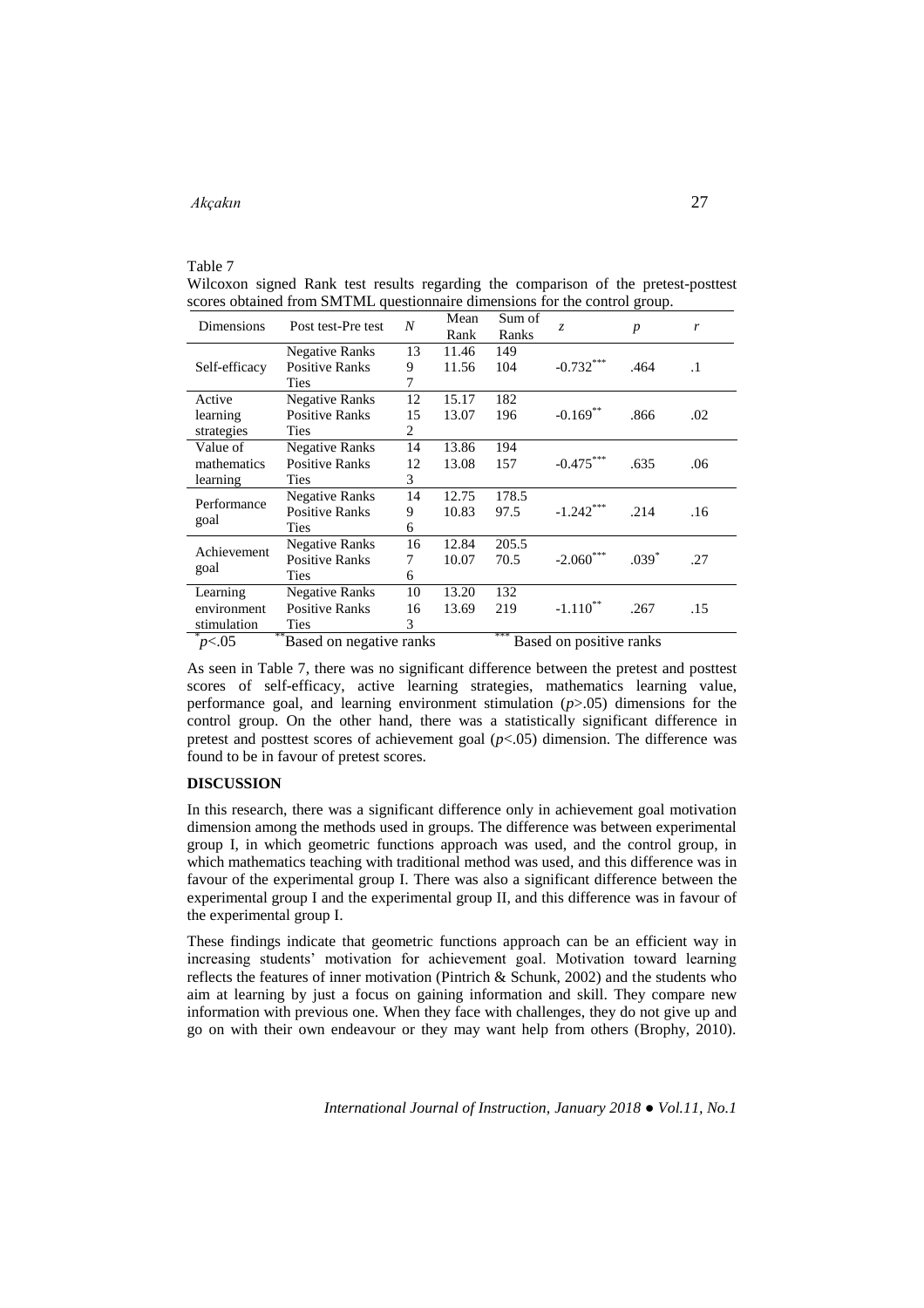Table 7

Wilcoxon signed Rank test results regarding the comparison of the pretest-posttest scores obtained from SMTML questionnaire dimensions for the control group.

| Dimensions | Post test-Pre test | *N* | Mean Rank | Sum of Ranks | *z* | *p* | *r* |
|---|---|---|---|---|---|---|---|
| Self-efficacy | Negative Ranks | 13 | 11.46 | 149 | $-0.732^{***}$ | .464 | .1 |
| | Positive Ranks | 9 | 11.56 | 104 | | | |
| | Ties | 7 | | | | | |
| Active learning strategies | Negative Ranks | 12 | 15.17 | 182 | $-0.169^{**}$ | .866 | .02 |
| | Positive Ranks | 15 | 13.07 | 196 | | | |
| | Ties | 2 | | | | | |
| Value of mathematics learning | Negative Ranks | 14 | 13.86 | 194 | $-0.475^{***}$ | .635 | .06 |
| | Positive Ranks | 12 | 13.08 | 157 | | | |
| | Ties | 3 | | | | | |
| Performance goal | Negative Ranks | 14 | 12.75 | 178.5 | $-1.242^{***}$ | .214 | .16 |
| | Positive Ranks | 9 | 10.83 | 97.5 | | | |
| | Ties | 6 | | | | | |
| Achievement goal | Negative Ranks | 16 | 12.84 | 205.5 | $-2.060^{***}$ | $.039^{*}$ | .27 |
| | Positive Ranks | 7 | 10.07 | 70.5 | | | |
| | Ties | 6 | | | | | |
| Learning environment stimulation | Negative Ranks | 10 | 13.20 | 132 | $-1.110^{**}$ | .267 | .15 |
| | Positive Ranks | 16 | 13.69 | 219 | | | |
| | Ties | 3 | | | | | |

$^{*}p<.05$ $\quad$ $^{**}$Based on negative ranks $\quad$ $^{***}$Based on positive ranks

As seen in Table 7, there was no significant difference between the pretest and posttest scores of self-efficacy, active learning strategies, mathematics learning value, performance goal, and learning environment stimulation ($p>.05$) dimensions for the control group. On the other hand, there was a statistically significant difference in pretest and posttest scores of achievement goal ($p<.05$) dimension. The difference was found to be in favour of pretest scores.

## DISCUSSION

In this research, there was a significant difference only in achievement goal motivation dimension among the methods used in groups. The difference was between experimental group I, in which geometric functions approach was used, and the control group, in which mathematics teaching with traditional method was used, and this difference was in favour of the experimental group I. There was also a significant difference between the experimental group I and the experimental group II, and this difference was in favour of the experimental group I.

These findings indicate that geometric functions approach can be an efficient way in increasing students' motivation for achievement goal. Motivation toward learning reflects the features of inner motivation (Pintrich & Schunk, 2002) and the students who aim at learning by just a focus on gaining information and skill. They compare new information with previous one. When they face with challenges, they do not give up and go on with their own endeavour or they may want help from others (Brophy, 2010).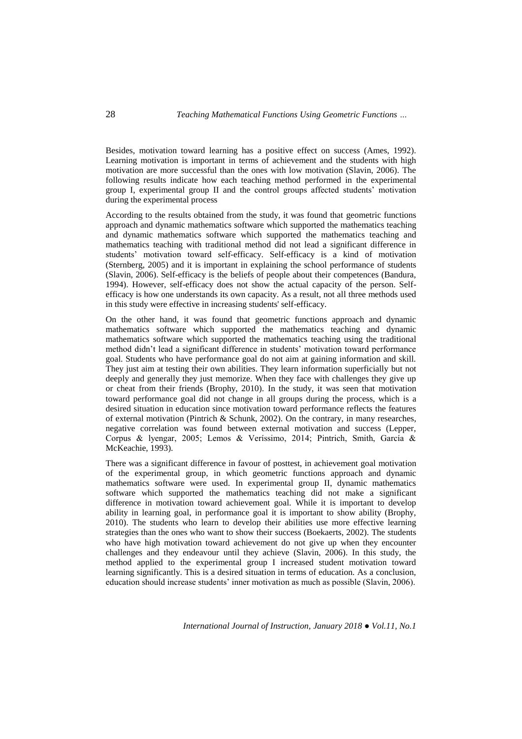Besides, motivation toward learning has a positive effect on success (Ames, 1992). Learning motivation is important in terms of achievement and the students with high motivation are more successful than the ones with low motivation (Slavin, 2006). The following results indicate how each teaching method performed in the experimental group I, experimental group II and the control groups affected students' motivation during the experimental process

According to the results obtained from the study, it was found that geometric functions approach and dynamic mathematics software which supported the mathematics teaching and dynamic mathematics software which supported the mathematics teaching and mathematics teaching with traditional method did not lead a significant difference in students' motivation toward self-efficacy. Self-efficacy is a kind of motivation (Sternberg, 2005) and it is important in explaining the school performance of students (Slavin, 2006). Self-efficacy is the beliefs of people about their competences (Bandura, 1994). However, self-efficacy does not show the actual capacity of the person. Self-efficacy is how one understands its own capacity. As a result, not all three methods used in this study were effective in increasing students' self-efficacy.

On the other hand, it was found that geometric functions approach and dynamic mathematics software which supported the mathematics teaching and dynamic mathematics software which supported the mathematics teaching using the traditional method didn't lead a significant difference in students' motivation toward performance goal. Students who have performance goal do not aim at gaining information and skill. They just aim at testing their own abilities. They learn information superficially but not deeply and generally they just memorize. When they face with challenges they give up or cheat from their friends (Brophy, 2010). In the study, it was seen that motivation toward performance goal did not change in all groups during the process, which is a desired situation in education since motivation toward performance reflects the features of external motivation (Pintrich & Schunk, 2002). On the contrary, in many researches, negative correlation was found between external motivation and success (Lepper, Corpus & lyengar, 2005; Lemos & Veríssimo, 2014; Pintrich, Smith, García & McKeachie, 1993).

There was a significant difference in favour of posttest, in achievement goal motivation of the experimental group, in which geometric functions approach and dynamic mathematics software were used. In experimental group II, dynamic mathematics software which supported the mathematics teaching did not make a significant difference in motivation toward achievement goal. While it is important to develop ability in learning goal, in performance goal it is important to show ability (Brophy, 2010). The students who learn to develop their abilities use more effective learning strategies than the ones who want to show their success (Boekaerts, 2002). The students who have high motivation toward achievement do not give up when they encounter challenges and they endeavour until they achieve (Slavin, 2006). In this study, the method applied to the experimental group I increased student motivation toward learning significantly. This is a desired situation in terms of education. As a conclusion, education should increase students' inner motivation as much as possible (Slavin, 2006).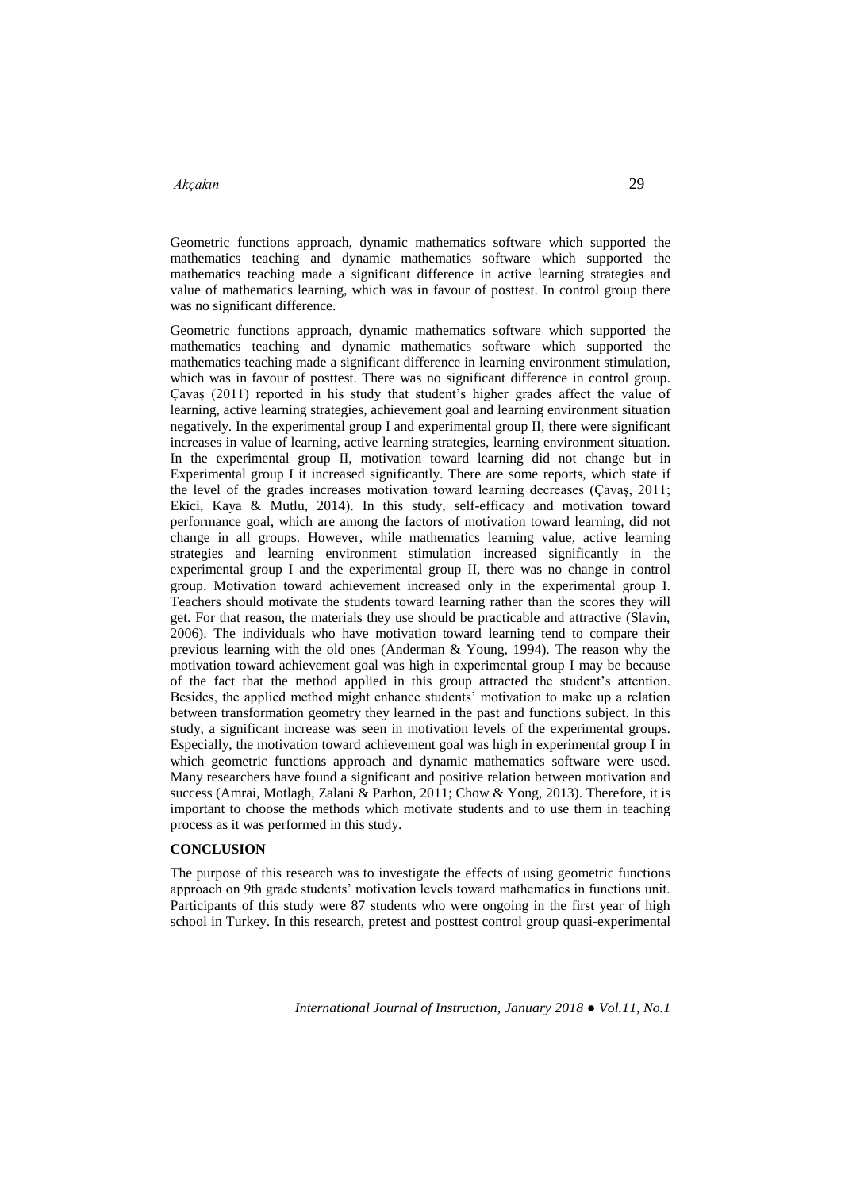Geometric functions approach, dynamic mathematics software which supported the mathematics teaching and dynamic mathematics software which supported the mathematics teaching made a significant difference in active learning strategies and value of mathematics learning, which was in favour of posttest. In control group there was no significant difference.

Geometric functions approach, dynamic mathematics software which supported the mathematics teaching and dynamic mathematics software which supported the mathematics teaching made a significant difference in learning environment stimulation, which was in favour of posttest. There was no significant difference in control group. Çavaş (2011) reported in his study that student's higher grades affect the value of learning, active learning strategies, achievement goal and learning environment situation negatively. In the experimental group I and experimental group II, there were significant increases in value of learning, active learning strategies, learning environment situation. In the experimental group II, motivation toward learning did not change but in Experimental group I it increased significantly. There are some reports, which state if the level of the grades increases motivation toward learning decreases (Çavaş, 2011; Ekici, Kaya & Mutlu, 2014). In this study, self-efficacy and motivation toward performance goal, which are among the factors of motivation toward learning, did not change in all groups. However, while mathematics learning value, active learning strategies and learning environment stimulation increased significantly in the experimental group I and the experimental group II, there was no change in control group. Motivation toward achievement increased only in the experimental group I. Teachers should motivate the students toward learning rather than the scores they will get. For that reason, the materials they use should be practicable and attractive (Slavin, 2006). The individuals who have motivation toward learning tend to compare their previous learning with the old ones (Anderman & Young, 1994). The reason why the motivation toward achievement goal was high in experimental group I may be because of the fact that the method applied in this group attracted the student's attention. Besides, the applied method might enhance students' motivation to make up a relation between transformation geometry they learned in the past and functions subject. In this study, a significant increase was seen in motivation levels of the experimental groups. Especially, the motivation toward achievement goal was high in experimental group I in which geometric functions approach and dynamic mathematics software were used. Many researchers have found a significant and positive relation between motivation and success (Amrai, Motlagh, Zalani & Parhon, 2011; Chow & Yong, 2013). Therefore, it is important to choose the methods which motivate students and to use them in teaching process as it was performed in this study.

## CONCLUSION

The purpose of this research was to investigate the effects of using geometric functions approach on 9th grade students' motivation levels toward mathematics in functions unit. Participants of this study were 87 students who were ongoing in the first year of high school in Turkey. In this research, pretest and posttest control group quasi-experimental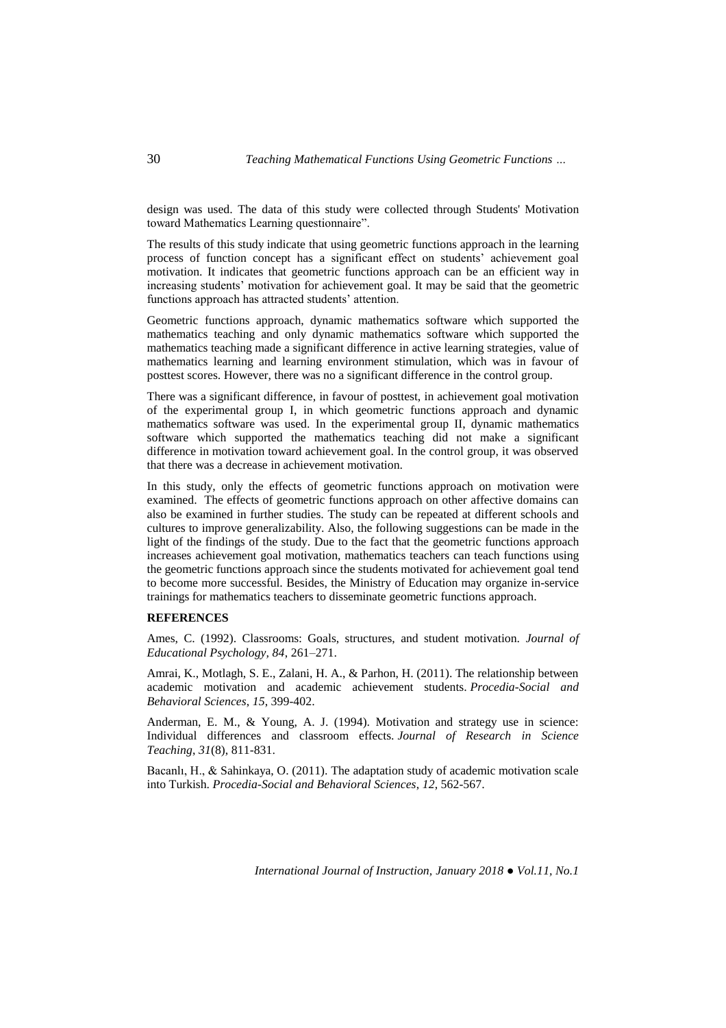design was used. The data of this study were collected through Students' Motivation toward Mathematics Learning questionnaire".

The results of this study indicate that using geometric functions approach in the learning process of function concept has a significant effect on students' achievement goal motivation. It indicates that geometric functions approach can be an efficient way in increasing students' motivation for achievement goal. It may be said that the geometric functions approach has attracted students' attention.

Geometric functions approach, dynamic mathematics software which supported the mathematics teaching and only dynamic mathematics software which supported the mathematics teaching made a significant difference in active learning strategies, value of mathematics learning and learning environment stimulation, which was in favour of posttest scores. However, there was no a significant difference in the control group.

There was a significant difference, in favour of posttest, in achievement goal motivation of the experimental group I, in which geometric functions approach and dynamic mathematics software was used. In the experimental group II, dynamic mathematics software which supported the mathematics teaching did not make a significant difference in motivation toward achievement goal. In the control group, it was observed that there was a decrease in achievement motivation.

In this study, only the effects of geometric functions approach on motivation were examined. The effects of geometric functions approach on other affective domains can also be examined in further studies. The study can be repeated at different schools and cultures to improve generalizability. Also, the following suggestions can be made in the light of the findings of the study. Due to the fact that the geometric functions approach increases achievement goal motivation, mathematics teachers can teach functions using the geometric functions approach since the students motivated for achievement goal tend to become more successful. Besides, the Ministry of Education may organize in-service trainings for mathematics teachers to disseminate geometric functions approach.

**REFERENCES**

Ames, C. (1992). Classrooms: Goals, structures, and student motivation. *Journal of Educational Psychology, 84*, 261–271.

Amrai, K., Motlagh, S. E., Zalani, H. A., & Parhon, H. (2011). The relationship between academic motivation and academic achievement students. *Procedia-Social and Behavioral Sciences*, *15*, 399-402.

Anderman, E. M., & Young, A. J. (1994). Motivation and strategy use in science: Individual differences and classroom effects. *Journal of Research in Science Teaching*, *31*(8), 811-831.

Bacanlı, H., & Sahinkaya, O. (2011). The adaptation study of academic motivation scale into Turkish. *Procedia-Social and Behavioral Sciences*, *12*, 562-567.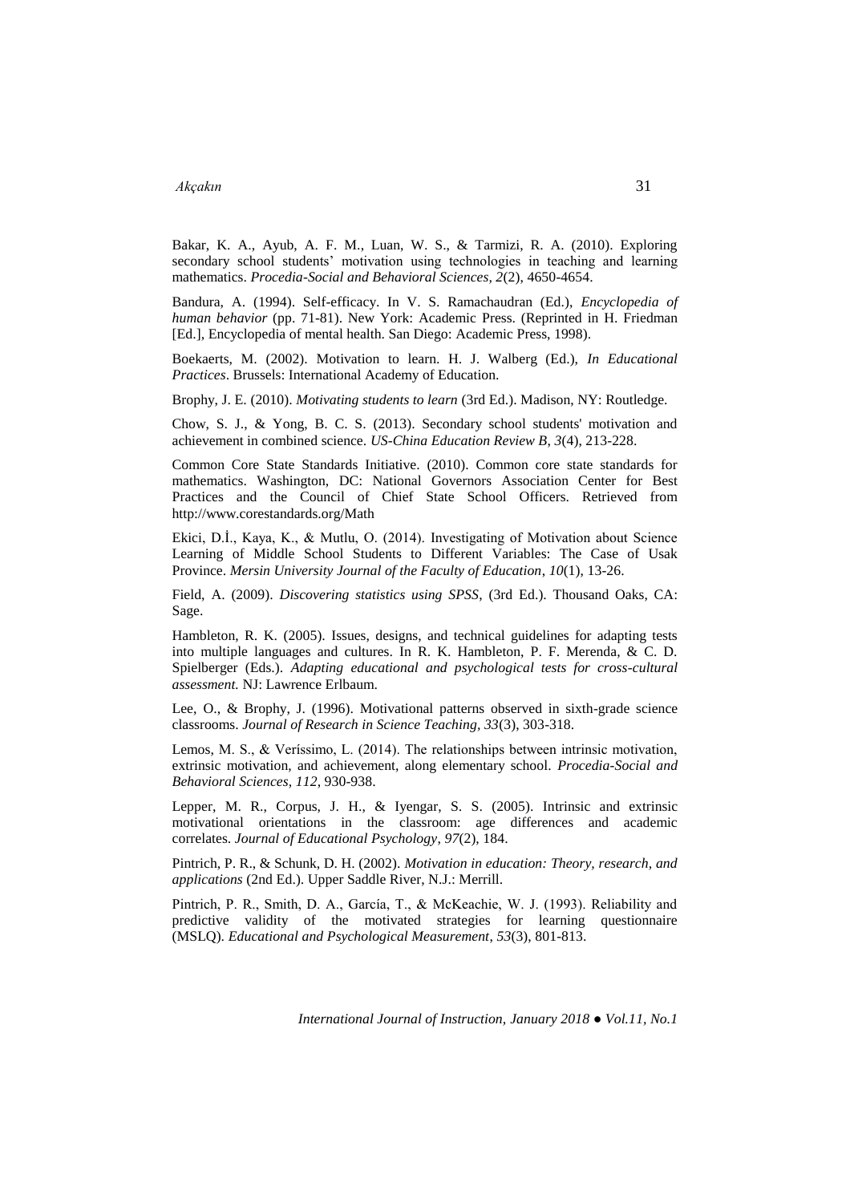Bakar, K. A., Ayub, A. F. M., Luan, W. S., & Tarmizi, R. A. (2010). Exploring secondary school students' motivation using technologies in teaching and learning mathematics. *Procedia-Social and Behavioral Sciences, 2*(2), 4650-4654.

Bandura, A. (1994). Self-efficacy. In V. S. Ramachaudran (Ed.), *Encyclopedia of human behavior* (pp. 71-81). New York: Academic Press. (Reprinted in H. Friedman [Ed.], Encyclopedia of mental health. San Diego: Academic Press, 1998).

Boekaerts, M. (2002). Motivation to learn. H. J. Walberg (Ed.), *In Educational Practices*. Brussels: International Academy of Education.

Brophy, J. E. (2010). *Motivating students to learn* (3rd Ed.). Madison, NY: Routledge.

Chow, S. J., & Yong, B. C. S. (2013). Secondary school students' motivation and achievement in combined science. *US-China Education Review B, 3*(4), 213-228.

Common Core State Standards Initiative. (2010). Common core state standards for mathematics. Washington, DC: National Governors Association Center for Best Practices and the Council of Chief State School Officers. Retrieved from http://www.corestandards.org/Math

Ekici, D.İ., Kaya, K., & Mutlu, O. (2014). Investigating of Motivation about Science Learning of Middle School Students to Different Variables: The Case of Usak Province. *Mersin University Journal of the Faculty of Education*, *10*(1), 13-26.

Field, A. (2009). *Discovering statistics using SPSS*, (3rd Ed.). Thousand Oaks, CA: Sage.

Hambleton, R. K. (2005). Issues, designs, and technical guidelines for adapting tests into multiple languages and cultures. In R. K. Hambleton, P. F. Merenda, & C. D. Spielberger (Eds.). *Adapting educational and psychological tests for cross-cultural assessment.* NJ: Lawrence Erlbaum.

Lee, O., & Brophy, J. (1996). Motivational patterns observed in sixth-grade science classrooms. *Journal of Research in Science Teaching, 33*(3), 303-318.

Lemos, M. S., & Veríssimo, L. (2014). The relationships between intrinsic motivation, extrinsic motivation, and achievement, along elementary school. *Procedia-Social and Behavioral Sciences*, *112*, 930-938.

Lepper, M. R., Corpus, J. H., & Iyengar, S. S. (2005). Intrinsic and extrinsic motivational orientations in the classroom: age differences and academic correlates. *Journal of Educational Psychology*, *97*(2), 184.

Pintrich, P. R., & Schunk, D. H. (2002). *Motivation in education: Theory, research, and applications* (2nd Ed.). Upper Saddle River, N.J.: Merrill.

Pintrich, P. R., Smith, D. A., García, T., & McKeachie, W. J. (1993). Reliability and predictive validity of the motivated strategies for learning questionnaire (MSLQ). *Educational and Psychological Measurement*, *53*(3), 801-813.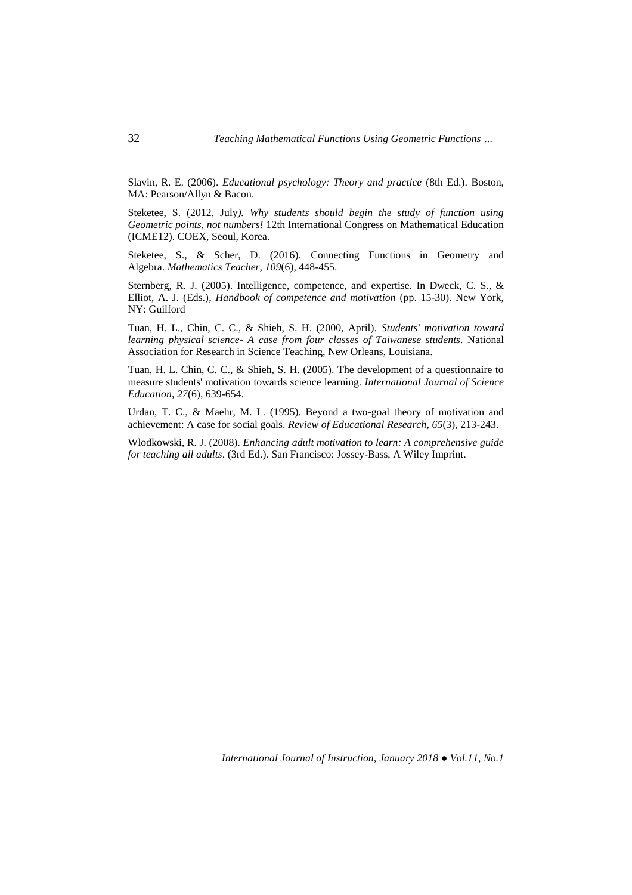Slavin, R. E. (2006). *Educational psychology: Theory and practice* (8th Ed.). Boston, MA: Pearson/Allyn & Bacon.

Steketee, S. (2012, July*). Why students should begin the study of function using Geometric points, not numbers!* 12th International Congress on Mathematical Education (ICME12). COEX, Seoul, Korea.

Steketee, S., & Scher, D. (2016). Connecting Functions in Geometry and Algebra. *Mathematics Teacher*, *109*(6), 448-455.

Sternberg, R. J. (2005). Intelligence, competence, and expertise. In Dweck, C. S., & Elliot, A. J. (Eds.), *Handbook of competence and motivation* (pp. 15-30). New York, NY: Guilford

Tuan, H. L., Chin, C. C., & Shieh, S. H. (2000, April). *Students' motivation toward learning physical science- A case from four classes of Taiwanese students*. National Association for Research in Science Teaching, New Orleans, Louisiana.

Tuan, H. L. Chin, C. C., & Shieh, S. H. (2005). The development of a questionnaire to measure students' motivation towards science learning. *International Journal of Science Education, 27*(6), 639-654.

Urdan, T. C., & Maehr, M. L. (1995). Beyond a two-goal theory of motivation and achievement: A case for social goals. *Review of Educational Research*, *65*(3), 213-243.

Wlodkowski, R. J. (2008). *Enhancing adult motivation to learn: A comprehensive guide for teaching all adults*. (3rd Ed.). San Francisco: Jossey-Bass, A Wiley Imprint.